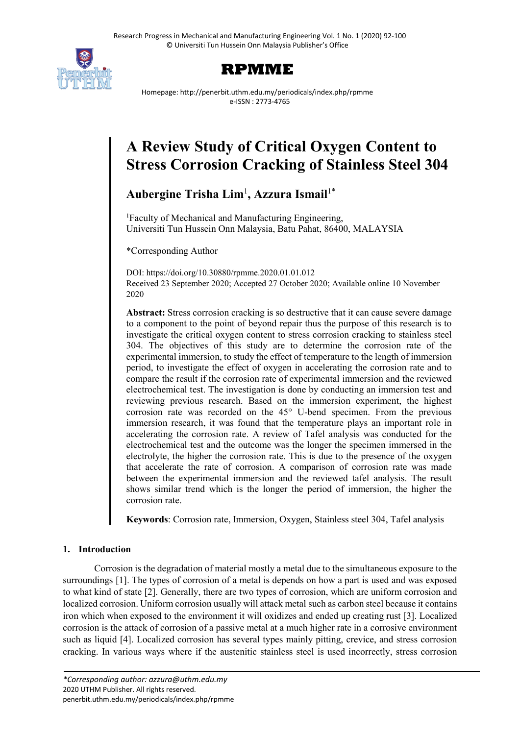# A Review Study of Critical Oxygen Content to Stress Corrosion Cracking of Stainless Steel 304

**Aubergine Trisha Lim**[1], **Azzura Ismail**[1*]

[1]Faculty of Mechanical and Manufacturing Engineering, Universiti Tun Hussein Onn Malaysia, Batu Pahat, 86400, MALAYSIA

*Corresponding Author

DOI: https://doi.org/10.30880/rpmme.2020.01.01.012
Received 23 September 2020; Accepted 27 October 2020; Available online 10 November 2020

**Abstract:** Stress corrosion cracking is so destructive that it can cause severe damage to a component to the point of beyond repair thus the purpose of this research is to investigate the critical oxygen content to stress corrosion cracking to stainless steel 304. The objectives of this study are to determine the corrosion rate of the experimental immersion, to study the effect of temperature to the length of immersion period, to investigate the effect of oxygen in accelerating the corrosion rate and to compare the result if the corrosion rate of experimental immersion and the reviewed electrochemical test. The investigation is done by conducting an immersion test and reviewing previous research. Based on the immersion experiment, the highest corrosion rate was recorded on the 45° U-bend specimen. From the previous immersion research, it was found that the temperature plays an important role in accelerating the corrosion rate. A review of Tafel analysis was conducted for the electrochemical test and the outcome was the longer the specimen immersed in the electrolyte, the higher the corrosion rate. This is due to the presence of the oxygen that accelerate the rate of corrosion. A comparison of corrosion rate was made between the experimental immersion and the reviewed tafel analysis. The result shows similar trend which is the longer the period of immersion, the higher the corrosion rate.

**Keywords**: Corrosion rate, Immersion, Oxygen, Stainless steel 304, Tafel analysis

## 1. Introduction

Corrosion is the degradation of material mostly a metal due to the simultaneous exposure to the surroundings [1]. The types of corrosion of a metal is depends on how a part is used and was exposed to what kind of state [2]. Generally, there are two types of corrosion, which are uniform corrosion and localized corrosion. Uniform corrosion usually will attack metal such as carbon steel because it contains iron which when exposed to the environment it will oxidizes and ended up creating rust [3]. Localized corrosion is the attack of corrosion of a passive metal at a much higher rate in a corrosive environment such as liquid [4]. Localized corrosion has several types mainly pitting, crevice, and stress corrosion cracking. In various ways where if the austenitic stainless steel is used incorrectly, stress corrosion

*Corresponding author: azzura@uthm.edu.my*
2020 UTHM Publisher. All rights reserved.
penerbit.uthm.edu.my/periodicals/index.php/rpmme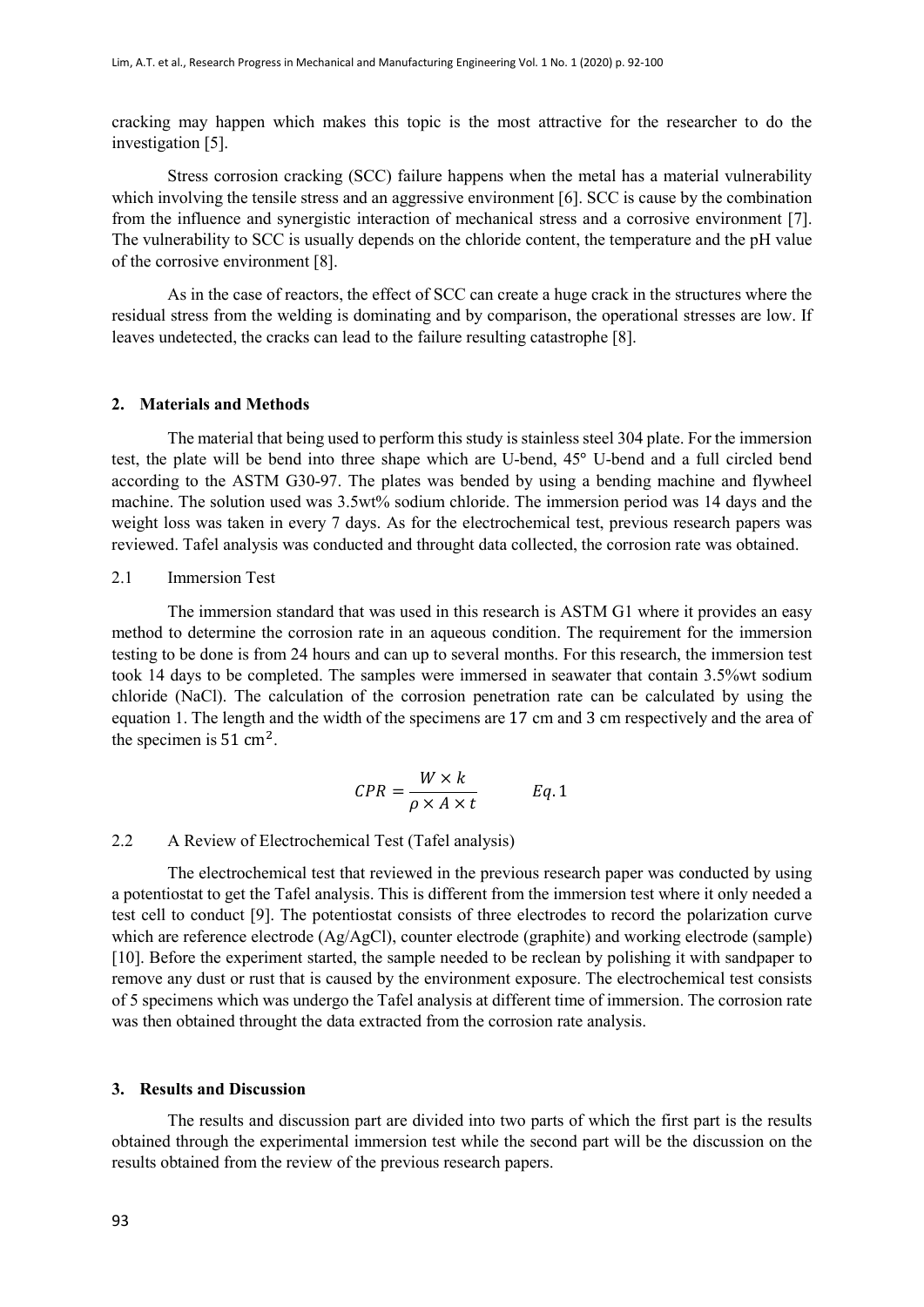cracking may happen which makes this topic is the most attractive for the researcher to do the investigation [5].

Stress corrosion cracking (SCC) failure happens when the metal has a material vulnerability which involving the tensile stress and an aggressive environment [6]. SCC is cause by the combination from the influence and synergistic interaction of mechanical stress and a corrosive environment [7]. The vulnerability to SCC is usually depends on the chloride content, the temperature and the pH value of the corrosive environment [8].

As in the case of reactors, the effect of SCC can create a huge crack in the structures where the residual stress from the welding is dominating and by comparison, the operational stresses are low. If leaves undetected, the cracks can lead to the failure resulting catastrophe [8].

## 2. Materials and Methods

The material that being used to perform this study is stainless steel 304 plate. For the immersion test, the plate will be bend into three shape which are U-bend, 45° U-bend and a full circled bend according to the ASTM G30-97. The plates was bended by using a bending machine and flywheel machine. The solution used was 3.5wt% sodium chloride. The immersion period was 14 days and the weight loss was taken in every 7 days. As for the electrochemical test, previous research papers was reviewed. Tafel analysis was conducted and throught data collected, the corrosion rate was obtained.

### 2.1 Immersion Test

The immersion standard that was used in this research is ASTM G1 where it provides an easy method to determine the corrosion rate in an aqueous condition. The requirement for the immersion testing to be done is from 24 hours and can up to several months. For this research, the immersion test took 14 days to be completed. The samples were immersed in seawater that contain 3.5%wt sodium chloride (NaCl). The calculation of the corrosion penetration rate can be calculated by using the equation 1. The length and the width of the specimens are 17 cm and 3 cm respectively and the area of the specimen is 51 $cm^2$.

$$CPR = \frac{W \times k}{\rho \times A \times t} \qquad Eq. 1$$

### 2.2 A Review of Electrochemical Test (Tafel analysis)

The electrochemical test that reviewed in the previous research paper was conducted by using a potentiostat to get the Tafel analysis. This is different from the immersion test where it only needed a test cell to conduct [9]. The potentiostat consists of three electrodes to record the polarization curve which are reference electrode (Ag/AgCl), counter electrode (graphite) and working electrode (sample) [10]. Before the experiment started, the sample needed to be reclean by polishing it with sandpaper to remove any dust or rust that is caused by the environment exposure. The electrochemical test consists of 5 specimens which was undergo the Tafel analysis at different time of immersion. The corrosion rate was then obtained throught the data extracted from the corrosion rate analysis.

## 3. Results and Discussion

The results and discussion part are divided into two parts of which the first part is the results obtained through the experimental immersion test while the second part will be the discussion on the results obtained from the review of the previous research papers.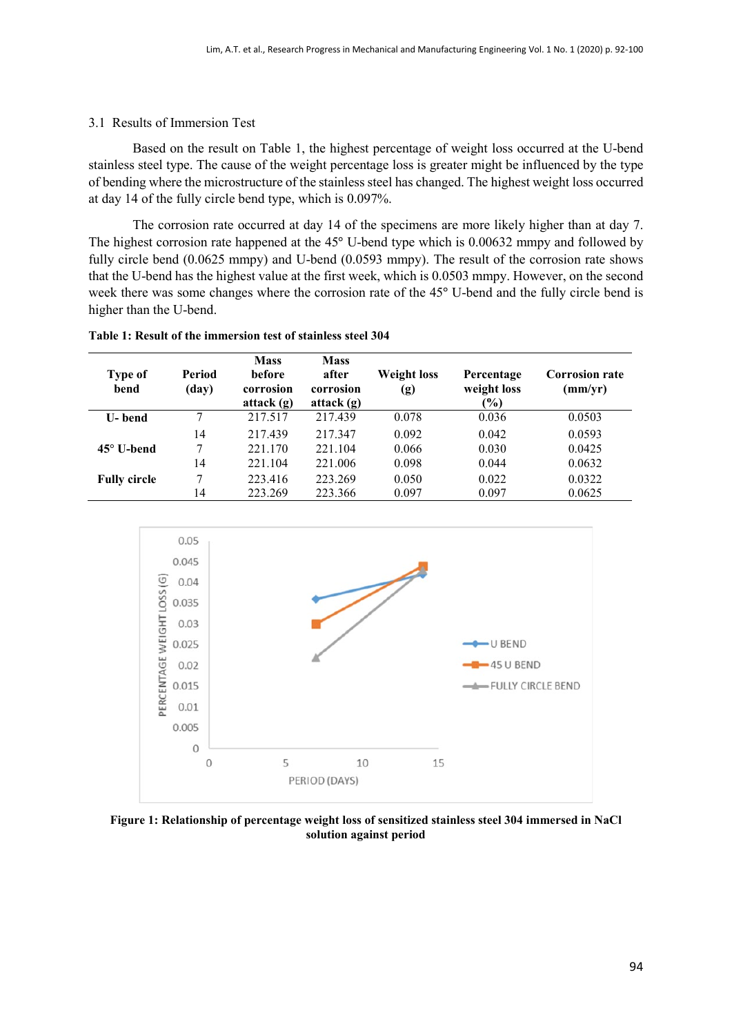### 3.1 Results of Immersion Test

Based on the result on Table 1, the highest percentage of weight loss occurred at the U-bend stainless steel type. The cause of the weight percentage loss is greater might be influenced by the type of bending where the microstructure of the stainless steel has changed. The highest weight loss occurred at day 14 of the fully circle bend type, which is 0.097%.

The corrosion rate occurred at day 14 of the specimens are more likely higher than at day 7. The highest corrosion rate happened at the 45° U-bend type which is 0.00632 mmpy and followed by fully circle bend (0.0625 mmpy) and U-bend (0.0593 mmpy). The result of the corrosion rate shows that the U-bend has the highest value at the first week, which is 0.0503 mmpy. However, on the second week there was some changes where the corrosion rate of the 45° U-bend and the fully circle bend is higher than the U-bend.

**Table 1: Result of the immersion test of stainless steel 304**

| Type of bend | Period (day) | Mass before corrosion attack (g) | Mass after corrosion attack (g) | Weight loss (g) | Percentage weight loss (%) | Corrosion rate (mm/yr) |
|---|---|---|---|---|---|---|
| **U- bend** | 7 | 217.517 | 217.439 | 0.078 | 0.036 | 0.0503 |
| | 14 | 217.439 | 217.347 | 0.092 | 0.042 | 0.0593 |
| **45° U-bend** | 7 | 221.170 | 221.104 | 0.066 | 0.030 | 0.0425 |
| | 14 | 221.104 | 221.006 | 0.098 | 0.044 | 0.0632 |
| **Fully circle** | 7 | 223.416 | 223.269 | 0.050 | 0.022 | 0.0322 |
| | 14 | 223.269 | 223.366 | 0.097 | 0.097 | 0.0625 |

**Figure 1: Relationship of percentage weight loss of sensitized stainless steel 304 immersed in NaCl solution against period**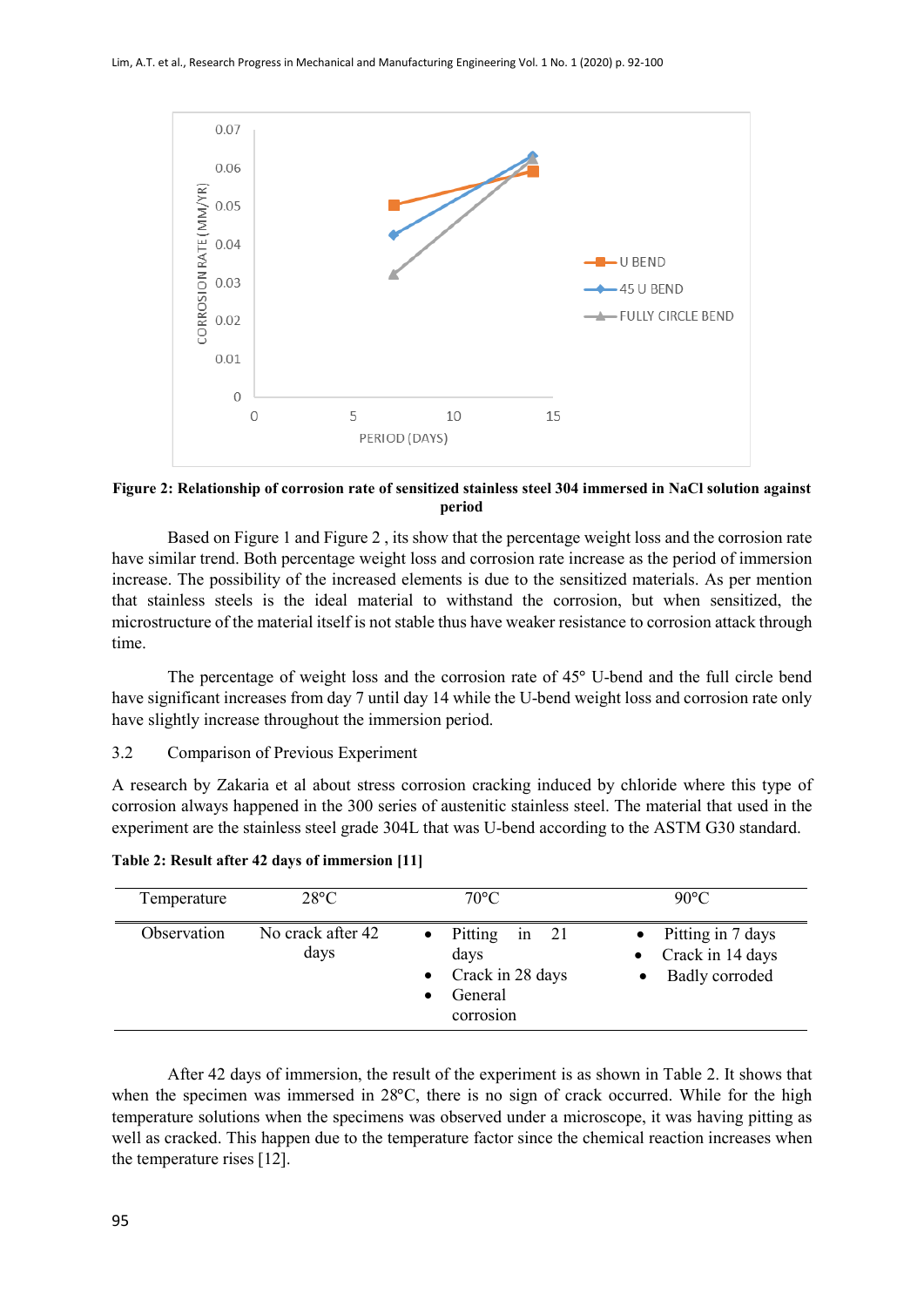**Figure 2: Relationship of corrosion rate of sensitized stainless steel 304 immersed in NaCl solution against period**

Based on Figure 1 and Figure 2 , its show that the percentage weight loss and the corrosion rate have similar trend. Both percentage weight loss and corrosion rate increase as the period of immersion increase. The possibility of the increased elements is due to the sensitized materials. As per mention that stainless steels is the ideal material to withstand the corrosion, but when sensitized, the microstructure of the material itself is not stable thus have weaker resistance to corrosion attack through time.

The percentage of weight loss and the corrosion rate of 45° U-bend and the full circle bend have significant increases from day 7 until day 14 while the U-bend weight loss and corrosion rate only have slightly increase throughout the immersion period.

## 3.2 Comparison of Previous Experiment

A research by Zakaria et al about stress corrosion cracking induced by chloride where this type of corrosion always happened in the 300 series of austenitic stainless steel. The material that used in the experiment are the stainless steel grade 304L that was U-bend according to the ASTM G30 standard.

**Table 2: Result after 42 days of immersion [11]**

| Temperature | 28°C | 70°C | 90°C |
|---|---|---|---|
| Observation | No crack after 42 days | • Pitting in 21 days<br>• Crack in 28 days<br>• General corrosion | • Pitting in 7 days<br>• Crack in 14 days<br>• Badly corroded |

After 42 days of immersion, the result of the experiment is as shown in Table 2. It shows that when the specimen was immersed in 28°C, there is no sign of crack occurred. While for the high temperature solutions when the specimens was observed under a microscope, it was having pitting as well as cracked. This happen due to the temperature factor since the chemical reaction increases when the temperature rises [12].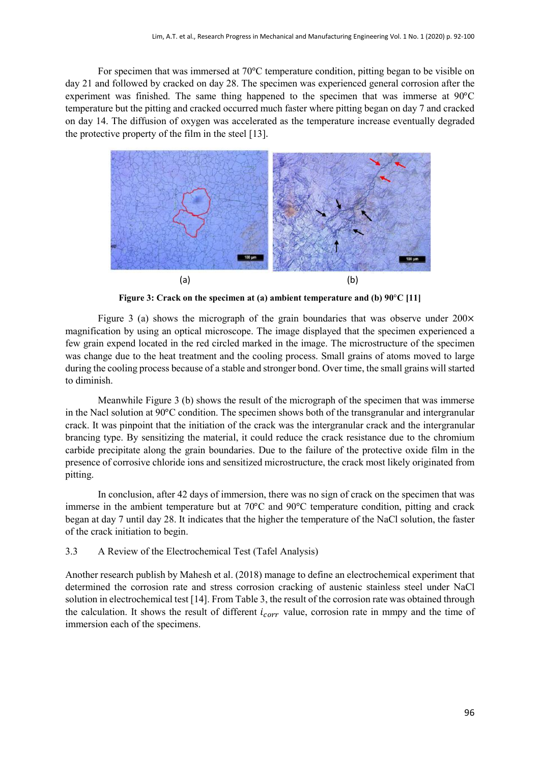For specimen that was immersed at 70°C temperature condition, pitting began to be visible on day 21 and followed by cracked on day 28. The specimen was experienced general corrosion after the experiment was finished. The same thing happened to the specimen that was immerse at 90°C temperature but the pitting and cracked occurred much faster where pitting began on day 7 and cracked on day 14. The diffusion of oxygen was accelerated as the temperature increase eventually degraded the protective property of the film in the steel [13].

(a) (b)

**Figure 3: Crack on the specimen at (a) ambient temperature and (b) 90°C [11]**

Figure 3 (a) shows the micrograph of the grain boundaries that was observe under 200× magnification by using an optical microscope. The image displayed that the specimen experienced a few grain expend located in the red circled marked in the image. The microstructure of the specimen was change due to the heat treatment and the cooling process. Small grains of atoms moved to large during the cooling process because of a stable and stronger bond. Over time, the small grains will started to diminish.

Meanwhile Figure 3 (b) shows the result of the micrograph of the specimen that was immerse in the Nacl solution at 90°C condition. The specimen shows both of the transgranular and intergranular crack. It was pinpoint that the initiation of the crack was the intergranular crack and the intergranular brancing type. By sensitizing the material, it could reduce the crack resistance due to the chromium carbide precipitate along the grain boundaries. Due to the failure of the protective oxide film in the presence of corrosive chloride ions and sensitized microstructure, the crack most likely originated from pitting.

In conclusion, after 42 days of immersion, there was no sign of crack on the specimen that was immerse in the ambient temperature but at 70°C and 90°C temperature condition, pitting and crack began at day 7 until day 28. It indicates that the higher the temperature of the NaCl solution, the faster of the crack initiation to begin.

### 3.3 A Review of the Electrochemical Test (Tafel Analysis)

Another research publish by Mahesh et al. (2018) manage to define an electrochemical experiment that determined the corrosion rate and stress corrosion cracking of austenic stainless steel under NaCl solution in electrochemical test [14]. From Table 3, the result of the corrosion rate was obtained through the calculation. It shows the result of different $i_{corr}$ value, corrosion rate in mmpy and the time of immersion each of the specimens.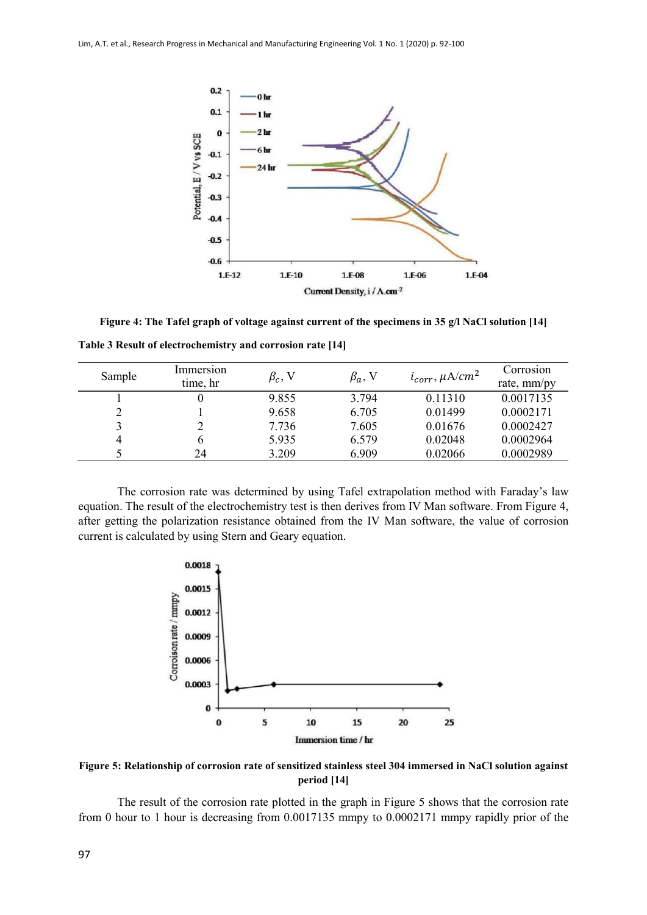Figure 4: The Tafel graph of voltage against current of the specimens in 35 g/l NaCl solution [14]

**Table 3 Result of electrochemistry and corrosion rate [14]**

| Sample | Immersion time, hr | $\beta_c$, V | $\beta_a$, V | $i_{corr}$, $\mu$A/$cm^2$ | Corrosion rate, mm/py |
|---|---|---|---|---|---|
| 1 | 0 | 9.855 | 3.794 | 0.11310 | 0.0017135 |
| 2 | 1 | 9.658 | 6.705 | 0.01499 | 0.0002171 |
| 3 | 2 | 7.736 | 7.605 | 0.01676 | 0.0002427 |
| 4 | 6 | 5.935 | 6.579 | 0.02048 | 0.0002964 |
| 5 | 24 | 3.209 | 6.909 | 0.02066 | 0.0002989 |

The corrosion rate was determined by using Tafel extrapolation method with Faraday's law equation. The result of the electrochemistry test is then derives from IV Man software. From Figure 4, after getting the polarization resistance obtained from the IV Man software, the value of corrosion current is calculated by using Stern and Geary equation.

Figure 5: Relationship of corrosion rate of sensitized stainless steel 304 immersed in NaCl solution against period [14]

The result of the corrosion rate plotted in the graph in Figure 5 shows that the corrosion rate from 0 hour to 1 hour is decreasing from 0.0017135 mmpy to 0.0002171 mmpy rapidly prior of the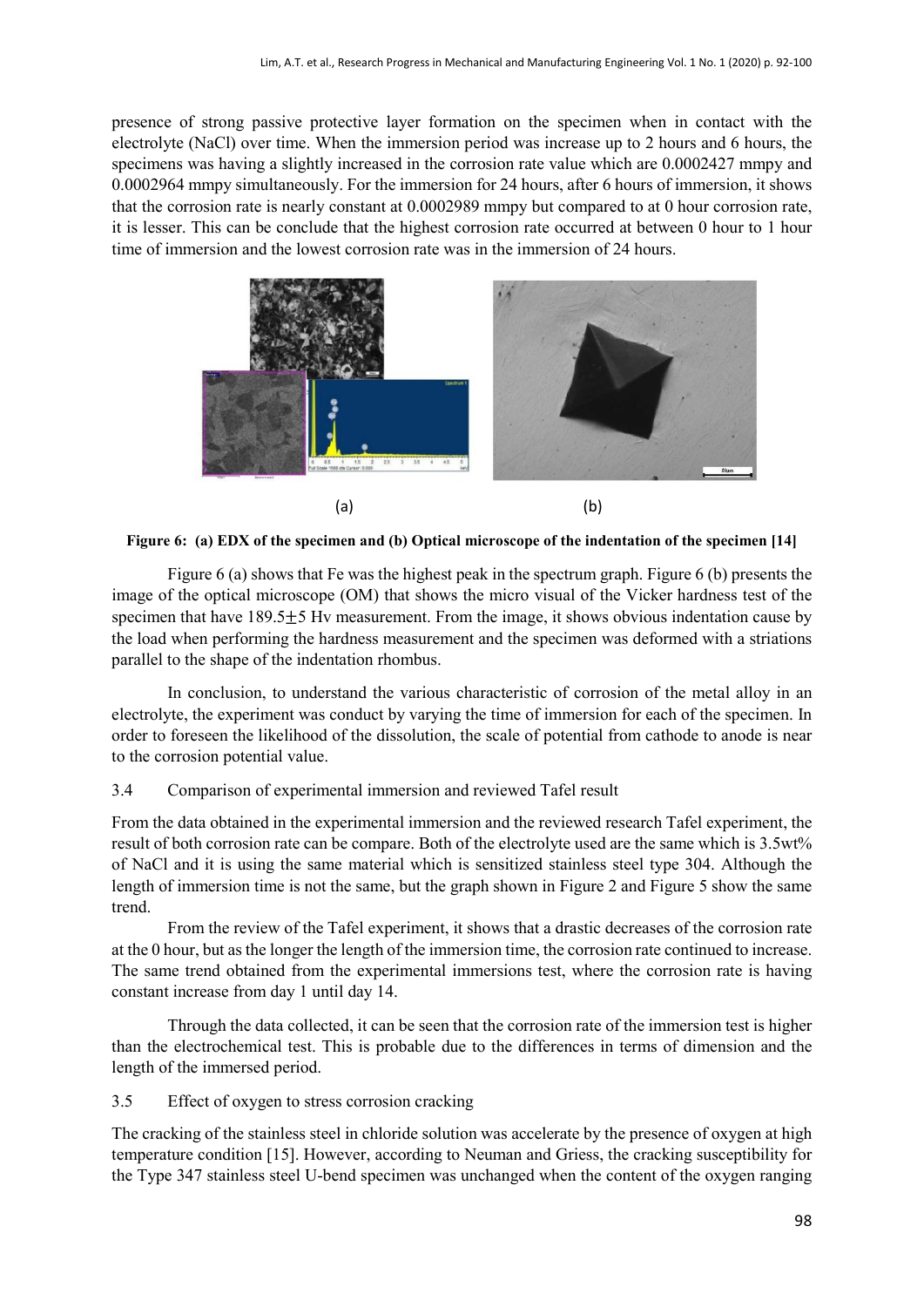presence of strong passive protective layer formation on the specimen when in contact with the electrolyte (NaCl) over time. When the immersion period was increase up to 2 hours and 6 hours, the specimens was having a slightly increased in the corrosion rate value which are 0.0002427 mmpy and 0.0002964 mmpy simultaneously. For the immersion for 24 hours, after 6 hours of immersion, it shows that the corrosion rate is nearly constant at 0.0002989 mmpy but compared to at 0 hour corrosion rate, it is lesser. This can be conclude that the highest corrosion rate occurred at between 0 hour to 1 hour time of immersion and the lowest corrosion rate was in the immersion of 24 hours.

(a) (b)

**Figure 6: (a) EDX of the specimen and (b) Optical microscope of the indentation of the specimen [14]**

Figure 6 (a) shows that Fe was the highest peak in the spectrum graph. Figure 6 (b) presents the image of the optical microscope (OM) that shows the micro visual of the Vicker hardness test of the specimen that have $189.5 \pm 5$ Hv measurement. From the image, it shows obvious indentation cause by the load when performing the hardness measurement and the specimen was deformed with a striations parallel to the shape of the indentation rhombus.

In conclusion, to understand the various characteristic of corrosion of the metal alloy in an electrolyte, the experiment was conduct by varying the time of immersion for each of the specimen. In order to foreseen the likelihood of the dissolution, the scale of potential from cathode to anode is near to the corrosion potential value.

### 3.4 Comparison of experimental immersion and reviewed Tafel result

From the data obtained in the experimental immersion and the reviewed research Tafel experiment, the result of both corrosion rate can be compare. Both of the electrolyte used are the same which is 3.5wt% of NaCl and it is using the same material which is sensitized stainless steel type 304. Although the length of immersion time is not the same, but the graph shown in Figure 2 and Figure 5 show the same trend.

From the review of the Tafel experiment, it shows that a drastic decreases of the corrosion rate at the 0 hour, but as the longer the length of the immersion time, the corrosion rate continued to increase. The same trend obtained from the experimental immersions test, where the corrosion rate is having constant increase from day 1 until day 14.

Through the data collected, it can be seen that the corrosion rate of the immersion test is higher than the electrochemical test. This is probable due to the differences in terms of dimension and the length of the immersed period.

### 3.5 Effect of oxygen to stress corrosion cracking

The cracking of the stainless steel in chloride solution was accelerate by the presence of oxygen at high temperature condition [15]. However, according to Neuman and Griess, the cracking susceptibility for the Type 347 stainless steel U-bend specimen was unchanged when the content of the oxygen ranging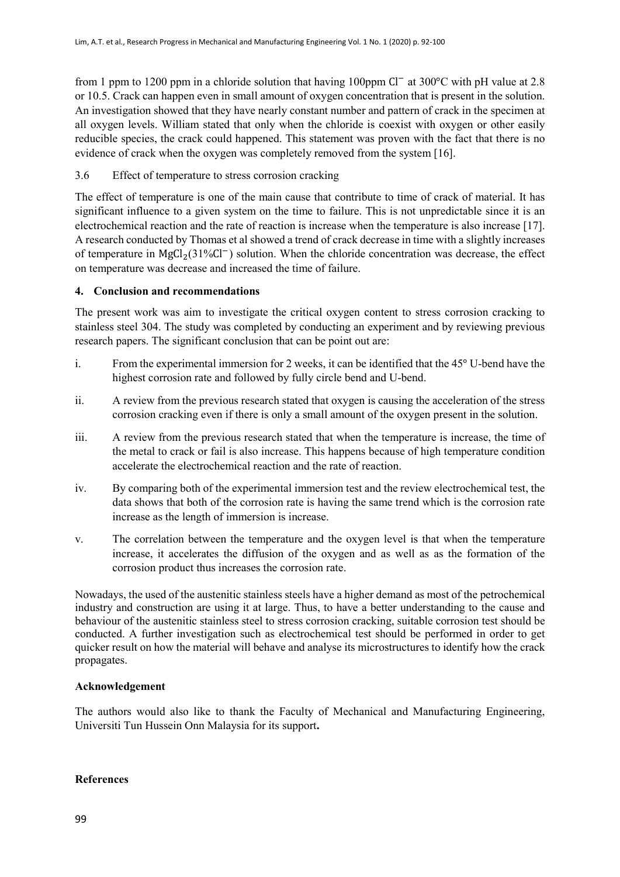from 1 ppm to 1200 ppm in a chloride solution that having 100ppm $Cl^-$ at 300°C with pH value at 2.8 or 10.5. Crack can happen even in small amount of oxygen concentration that is present in the solution. An investigation showed that they have nearly constant number and pattern of crack in the specimen at all oxygen levels. William stated that only when the chloride is coexist with oxygen or other easily reducible species, the crack could happened. This statement was proven with the fact that there is no evidence of crack when the oxygen was completely removed from the system [16].

### 3.6 Effect of temperature to stress corrosion cracking

The effect of temperature is one of the main cause that contribute to time of crack of material. It has significant influence to a given system on the time to failure. This is not unpredictable since it is an electrochemical reaction and the rate of reaction is increase when the temperature is also increase [17]. A research conducted by Thomas et al showed a trend of crack decrease in time with a slightly increases of temperature in $MgCl_2(31\%Cl^-)$ solution. When the chloride concentration was decrease, the effect on temperature was decrease and increased the time of failure.

## 4. Conclusion and recommendations

The present work was aim to investigate the critical oxygen content to stress corrosion cracking to stainless steel 304. The study was completed by conducting an experiment and by reviewing previous research papers. The significant conclusion that can be point out are:

i. From the experimental immersion for 2 weeks, it can be identified that the 45° U-bend have the highest corrosion rate and followed by fully circle bend and U-bend.

ii. A review from the previous research stated that oxygen is causing the acceleration of the stress corrosion cracking even if there is only a small amount of the oxygen present in the solution.

iii. A review from the previous research stated that when the temperature is increase, the time of the metal to crack or fail is also increase. This happens because of high temperature condition accelerate the electrochemical reaction and the rate of reaction.

iv. By comparing both of the experimental immersion test and the review electrochemical test, the data shows that both of the corrosion rate is having the same trend which is the corrosion rate increase as the length of immersion is increase.

v. The correlation between the temperature and the oxygen level is that when the temperature increase, it accelerates the diffusion of the oxygen and as well as as the formation of the corrosion product thus increases the corrosion rate.

Nowadays, the used of the austenitic stainless steels have a higher demand as most of the petrochemical industry and construction are using it at large. Thus, to have a better understanding to the cause and behaviour of the austenitic stainless steel to stress corrosion cracking, suitable corrosion test should be conducted. A further investigation such as electrochemical test should be performed in order to get quicker result on how the material will behave and analyse its microstructures to identify how the crack propagates.

**Acknowledgement**

The authors would also like to thank the Faculty of Mechanical and Manufacturing Engineering, Universiti Tun Hussein Onn Malaysia for its support**.**

**References**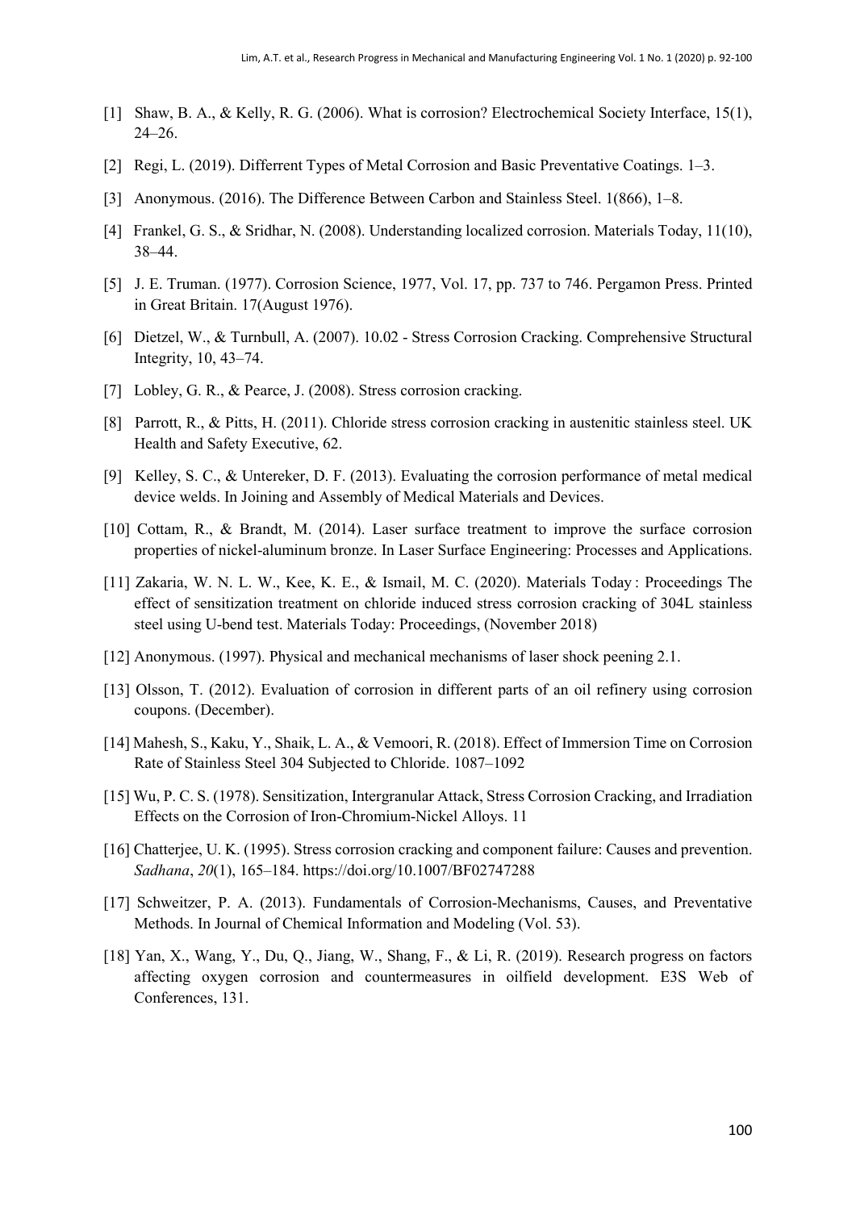[1] Shaw, B. A., & Kelly, R. G. (2006). What is corrosion? Electrochemical Society Interface, 15(1), 24–26.

[2] Regi, L. (2019). Differrent Types of Metal Corrosion and Basic Preventative Coatings. 1–3.

[3] Anonymous. (2016). The Difference Between Carbon and Stainless Steel. 1(866), 1–8.

[4] Frankel, G. S., & Sridhar, N. (2008). Understanding localized corrosion. Materials Today, 11(10), 38–44.

[5] J. E. Truman. (1977). Corrosion Science, 1977, Vol. 17, pp. 737 to 746. Pergamon Press. Printed in Great Britain. 17(August 1976).

[6] Dietzel, W., & Turnbull, A. (2007). 10.02 - Stress Corrosion Cracking. Comprehensive Structural Integrity, 10, 43–74.

[7] Lobley, G. R., & Pearce, J. (2008). Stress corrosion cracking.

[8] Parrott, R., & Pitts, H. (2011). Chloride stress corrosion cracking in austenitic stainless steel. UK Health and Safety Executive, 62.

[9] Kelley, S. C., & Untereker, D. F. (2013). Evaluating the corrosion performance of metal medical device welds. In Joining and Assembly of Medical Materials and Devices.

[10] Cottam, R., & Brandt, M. (2014). Laser surface treatment to improve the surface corrosion properties of nickel-aluminum bronze. In Laser Surface Engineering: Processes and Applications.

[11] Zakaria, W. N. L. W., Kee, K. E., & Ismail, M. C. (2020). Materials Today : Proceedings The effect of sensitization treatment on chloride induced stress corrosion cracking of 304L stainless steel using U-bend test. Materials Today: Proceedings, (November 2018)

[12] Anonymous. (1997). Physical and mechanical mechanisms of laser shock peening 2.1.

[13] Olsson, T. (2012). Evaluation of corrosion in different parts of an oil refinery using corrosion coupons. (December).

[14] Mahesh, S., Kaku, Y., Shaik, L. A., & Vemoori, R. (2018). Effect of Immersion Time on Corrosion Rate of Stainless Steel 304 Subjected to Chloride. 1087–1092

[15] Wu, P. C. S. (1978). Sensitization, Intergranular Attack, Stress Corrosion Cracking, and Irradiation Effects on the Corrosion of Iron-Chromium-Nickel Alloys. 11

[16] Chatterjee, U. K. (1995). Stress corrosion cracking and component failure: Causes and prevention. *Sadhana*, *20*(1), 165–184. https://doi.org/10.1007/BF02747288

[17] Schweitzer, P. A. (2013). Fundamentals of Corrosion-Mechanisms, Causes, and Preventative Methods. In Journal of Chemical Information and Modeling (Vol. 53).

[18] Yan, X., Wang, Y., Du, Q., Jiang, W., Shang, F., & Li, R. (2019). Research progress on factors affecting oxygen corrosion and countermeasures in oilfield development. E3S Web of Conferences, 131.